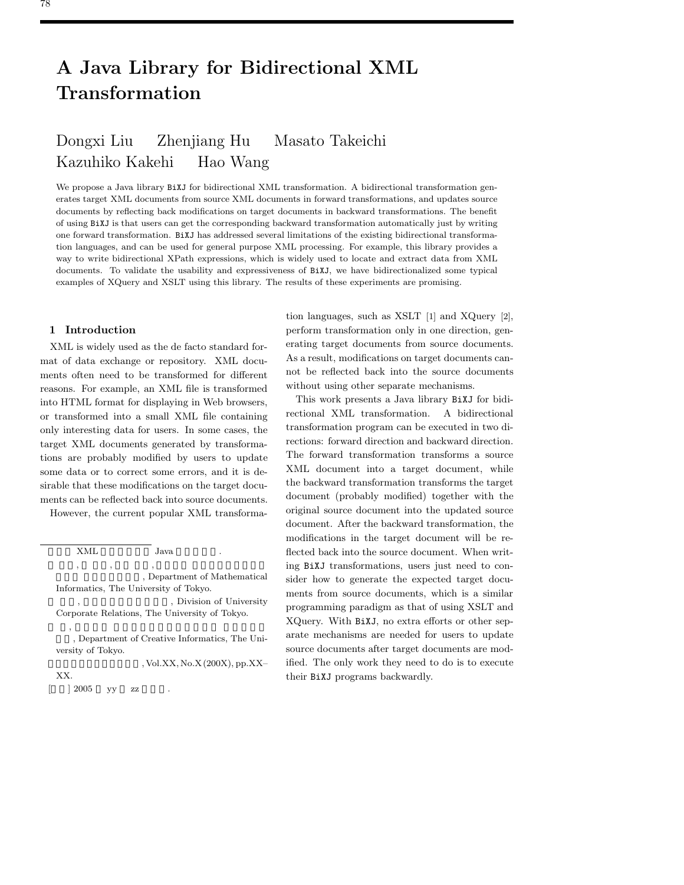# A Java Library for Bidirectional XML Transformation

Dongxi Liu Zhenjiang Hu Masato Takeichi
Kazuhiko Kakehi Hao Wang

We propose a Java library BiXJ for bidirectional XML transformation. A bidirectional transformation generates target XML documents from source XML documents in forward transformations, and updates source documents by reflecting back modifications on target documents in backward transformations. The benefit of using BiXJ is that users can get the corresponding backward transformation automatically just by writing one forward transformation. BiXJ has addressed several limitations of the existing bidirectional transformation languages, and can be used for general purpose XML processing. For example, this library provides a way to write bidirectional XPath expressions, which is widely used to locate and extract data from XML documents. To validate the usability and expressiveness of BiXJ, we have bidirectionalized some typical examples of XQuery and XSLT using this library. The results of these experiments are promising.

## 1 Introduction

XML is widely used as the de facto standard format of data exchange or repository. XML documents often need to be transformed for different reasons. For example, an XML file is transformed into HTML format for displaying in Web browsers, or transformed into a small XML file containing only interesting data for users. In some cases, the target XML documents generated by transformations are probably modified by users to update some data or to correct some errors, and it is desirable that these modifications on the target documents can be reflected back into source documents.

However, the current popular XML transformation languages, such as XSLT [1] and XQuery [2], perform transformation only in one direction, generating target documents from source documents. As a result, modifications on target documents cannot be reflected back into the source documents without using other separate mechanisms.

This work presents a Java library BiXJ for bidirectional XML transformation. A bidirectional transformation program can be executed in two directions: forward direction and backward direction. The forward transformation transforms a source XML document into a target document, while the backward transformation transforms the target document (probably modified) together with the original source document into the updated source document. After the backward transformation, the modifications in the target document will be reflected back into the source document. When writing BiXJ transformations, users just need to consider how to generate the expected target documents from source documents, which is a similar programming paradigm as that of using XSLT and XQuery. With BiXJ, no extra efforts or other separate mechanisms are needed for users to update source documents after target documents are modified. The only work they need to do is to execute their BiXJ programs backwardly.

---

XML Java .

, , , , Department of Mathematical Informatics, The University of Tokyo.

, , Division of University Corporate Relations, The University of Tokyo.

, , Department of Creative Informatics, The University of Tokyo.

, Vol.XX, No.X (200X), pp.XX–XX.

[ ] 2005 yy zz .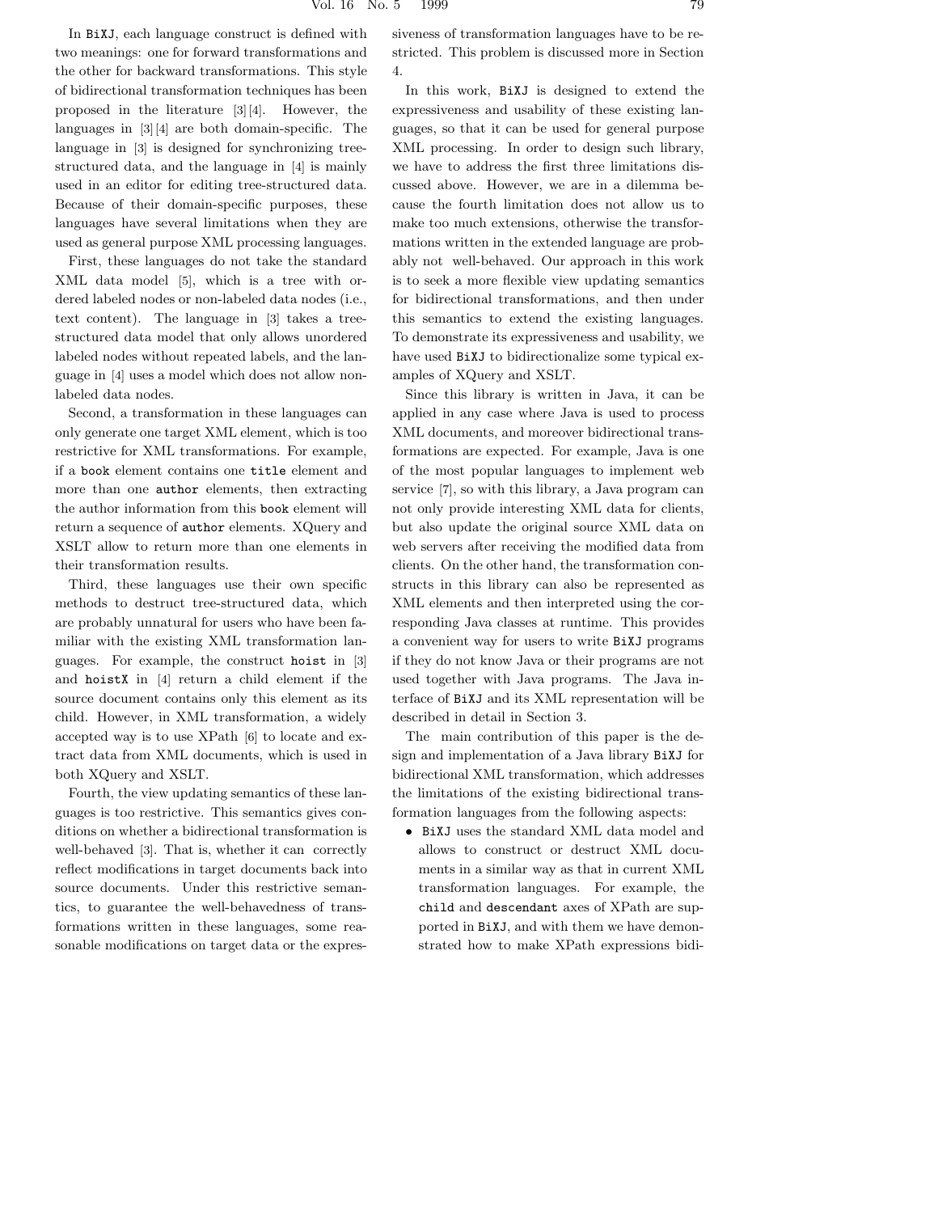In BiXJ, each language construct is defined with two meanings: one for forward transformations and the other for backward transformations. This style of bidirectional transformation techniques has been proposed in the literature [3][4]. However, the languages in [3][4] are both domain-specific. The language in [3] is designed for synchronizing tree-structured data, and the language in [4] is mainly used in an editor for editing tree-structured data. Because of their domain-specific purposes, these languages have several limitations when they are used as general purpose XML processing languages.

First, these languages do not take the standard XML data model [5], which is a tree with ordered labeled nodes or non-labeled data nodes (i.e., text content). The language in [3] takes a tree-structured data model that only allows unordered labeled nodes without repeated labels, and the language in [4] uses a model which does not allow non-labeled data nodes.

Second, a transformation in these languages can only generate one target XML element, which is too restrictive for XML transformations. For example, if a `book` element contains one `title` element and more than one `author` elements, then extracting the author information from this `book` element will return a sequence of `author` elements. XQuery and XSLT allow to return more than one elements in their transformation results.

Third, these languages use their own specific methods to destruct tree-structured data, which are probably unnatural for users who have been familiar with the existing XML transformation languages. For example, the construct `hoist` in [3] and `hoistX` in [4] return a child element if the source document contains only this element as its child. However, in XML transformation, a widely accepted way is to use XPath [6] to locate and extract data from XML documents, which is used in both XQuery and XSLT.

Fourth, the view updating semantics of these languages is too restrictive. This semantics gives conditions on whether a bidirectional transformation is well-behaved [3]. That is, whether it can correctly reflect modifications in target documents back into source documents. Under this restrictive semantics, to guarantee the well-behavedness of transformations written in these languages, some reasonable modifications on target data or the expressiveness of transformation languages have to be restricted. This problem is discussed more in Section 4.

In this work, BiXJ is designed to extend the expressiveness and usability of these existing languages, so that it can be used for general purpose XML processing. In order to design such library, we have to address the first three limitations discussed above. However, we are in a dilemma because the fourth limitation does not allow us to make too much extensions, otherwise the transformations written in the extended language are probably not well-behaved. Our approach in this work is to seek a more flexible view updating semantics for bidirectional transformations, and then under this semantics to extend the existing languages. To demonstrate its expressiveness and usability, we have used BiXJ to bidirectionalize some typical examples of XQuery and XSLT.

Since this library is written in Java, it can be applied in any case where Java is used to process XML documents, and moreover bidirectional transformations are expected. For example, Java is one of the most popular languages to implement web service [7], so with this library, a Java program can not only provide interesting XML data for clients, but also update the original source XML data on web servers after receiving the modified data from clients. On the other hand, the transformation constructs in this library can also be represented as XML elements and then interpreted using the corresponding Java classes at runtime. This provides a convenient way for users to write BiXJ programs if they do not know Java or their programs are not used together with Java programs. The Java interface of BiXJ and its XML representation will be described in detail in Section 3.

The main contribution of this paper is the design and implementation of a Java library BiXJ for bidirectional XML transformation, which addresses the limitations of the existing bidirectional transformation languages from the following aspects:

- BiXJ uses the standard XML data model and allows to construct or destruct XML documents in a similar way as that in current XML transformation languages. For example, the `child` and `descendant` axes of XPath are supported in BiXJ, and with them we have demonstrated how to make XPath expressions bidi-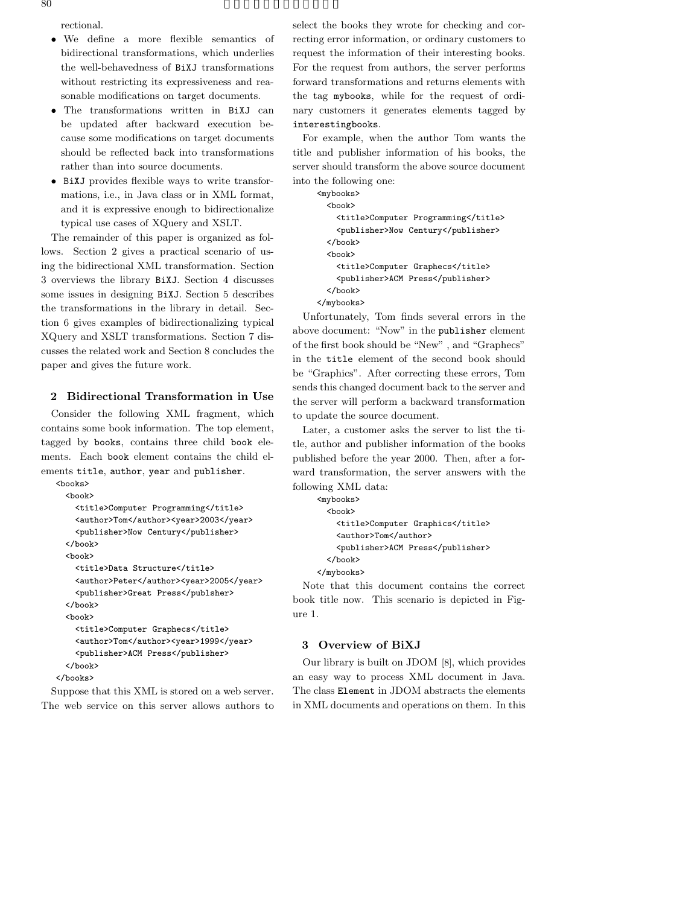rectional.

- We define a more flexible semantics of bidirectional transformations, which underlies the well-behavedness of BiXJ transformations without restricting its expressiveness and reasonable modifications on target documents.
- The transformations written in BiXJ can be updated after backward execution because some modifications on target documents should be reflected back into transformations rather than into source documents.
- BiXJ provides flexible ways to write transformations, i.e., in Java class or in XML format, and it is expressive enough to bidirectionalize typical use cases of XQuery and XSLT.

The remainder of this paper is organized as follows. Section 2 gives a practical scenario of using the bidirectional XML transformation. Section 3 overviews the library BiXJ. Section 4 discusses some issues in designing BiXJ. Section 5 describes the transformations in the library in detail. Section 6 gives examples of bidirectionalizing typical XQuery and XSLT transformations. Section 7 discusses the related work and Section 8 concludes the paper and gives the future work.

## 2 Bidirectional Transformation in Use

Consider the following XML fragment, which contains some book information. The top element, tagged by books, contains three child book elements. Each book element contains the child elements title, author, year and publisher.

```
<books>
  <book>
    <title>Computer Programming</title>
    <author>Tom</author><year>2003</year>
    <publisher>Now Century</publisher>
  </book>
  <book>
    <title>Data Structure</title>
    <author>Peter</author><year>2005</year>
    <publisher>Great Press</publsher>
  </book>
  <book>
    <title>Computer Graphecs</title>
    <author>Tom</author><year>1999</year>
    <publisher>ACM Press</publisher>
  </book>
</books>
```

Suppose that this XML is stored on a web server. The web service on this server allows authors to select the books they wrote for checking and correcting error information, or ordinary customers to request the information of their interesting books. For the request from authors, the server performs forward transformations and returns elements with the tag mybooks, while for the request of ordinary customers it generates elements tagged by interestingbooks.

For example, when the author Tom wants the title and publisher information of his books, the server should transform the above source document into the following one:

```
<mybooks>
  <book>
    <title>Computer Programming</title>
    <publisher>Now Century</publisher>
  </book>
  <book>
    <title>Computer Graphecs</title>
    <publisher>ACM Press</publisher>
  </book>
</mybooks>
```

Unfortunately, Tom finds several errors in the above document: "Now" in the publisher element of the first book should be "New" , and "Graphecs" in the title element of the second book should be "Graphics". After correcting these errors, Tom sends this changed document back to the server and the server will perform a backward transformation to update the source document.

Later, a customer asks the server to list the title, author and publisher information of the books published before the year 2000. Then, after a forward transformation, the server answers with the following XML data:

```
<mybooks>
  <book>
    <title>Computer Graphics</title>
    <author>Tom</author>
    <publisher>ACM Press</publisher>
  </book>
</mybooks>
```

Note that this document contains the correct book title now. This scenario is depicted in Figure 1.

## 3 Overview of BiXJ

Our library is built on JDOM [8], which provides an easy way to process XML document in Java. The class Element in JDOM abstracts the elements in XML documents and operations on them. In this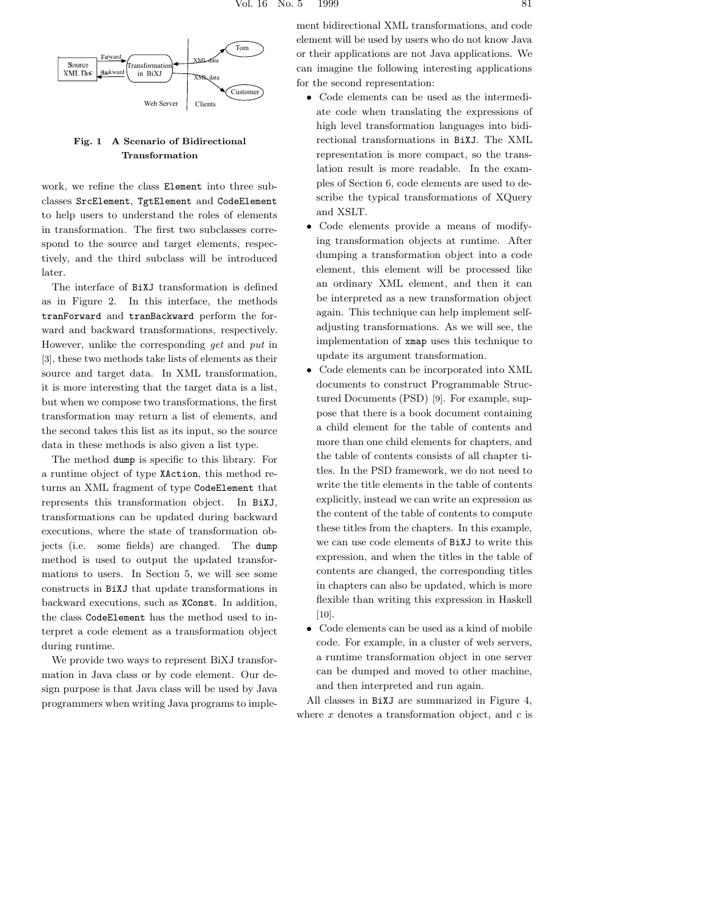**Fig. 1 A Scenario of Bidirectional Transformation**

work, we refine the class `Element` into three subclasses `SrcElement`, `TgtElement` and `CodeElement` to help users to understand the roles of elements in transformation. The first two subclasses correspond to the source and target elements, respectively, and the third subclass will be introduced later.

The interface of `BiXJ` transformation is defined as in Figure 2. In this interface, the methods `tranForward` and `tranBackward` perform the forward and backward transformations, respectively. However, unlike the corresponding *get* and *put* in [3], these two methods take lists of elements as their source and target data. In XML transformation, it is more interesting that the target data is a list, but when we compose two transformations, the first transformation may return a list of elements, and the second takes this list as its input, so the source data in these methods is also given a list type.

The method `dump` is specific to this library. For a runtime object of type `XAction`, this method returns an XML fragment of type `CodeElement` that represents this transformation object. In `BiXJ`, transformations can be updated during backward executions, where the state of transformation objects (i.e. some fields) are changed. The `dump` method is used to output the updated transformations to users. In Section 5, we will see some constructs in `BiXJ` that update transformations in backward executions, such as `XConst`. In addition, the class `CodeElement` has the method used to interpret a code element as a transformation object during runtime.

We provide two ways to represent BiXJ transformation in Java class or by code element. Our design purpose is that Java class will be used by Java programmers when writing Java programs to implement bidirectional XML transformations, and code element will be used by users who do not know Java or their applications are not Java applications. We can imagine the following interesting applications for the second representation:

- Code elements can be used as the intermediate code when translating the expressions of high level transformation languages into bidirectional transformations in `BiXJ`. The XML representation is more compact, so the translation result is more readable. In the examples of Section 6, code elements are used to describe the typical transformations of XQuery and XSLT.
- Code elements provide a means of modifying transformation objects at runtime. After dumping a transformation object into a code element, this element will be processed like an ordinary XML element, and then it can be interpreted as a new transformation object again. This technique can help implement self-adjusting transformations. As we will see, the implementation of `xmap` uses this technique to update its argument transformation.
- Code elements can be incorporated into XML documents to construct Programmable Structured Documents (PSD) [9]. For example, suppose that there is a book document containing a child element for the table of contents and more than one child elements for chapters, and the table of contents consists of all chapter titles. In the PSD framework, we do not need to write the title elements in the table of contents explicitly, instead we can write an expression as the content of the table of contents to compute these titles from the chapters. In this example, we can use code elements of `BiXJ` to write this expression, and when the titles in the table of contents are changed, the corresponding titles in chapters can also be updated, which is more flexible than writing this expression in Haskell [10].
- Code elements can be used as a kind of mobile code. For example, in a cluster of web servers, a runtime transformation object in one server can be dumped and moved to other machine, and then interpreted and run again.

All classes in `BiXJ` are summarized in Figure 4, where $x$ denotes a transformation object, and $c$ is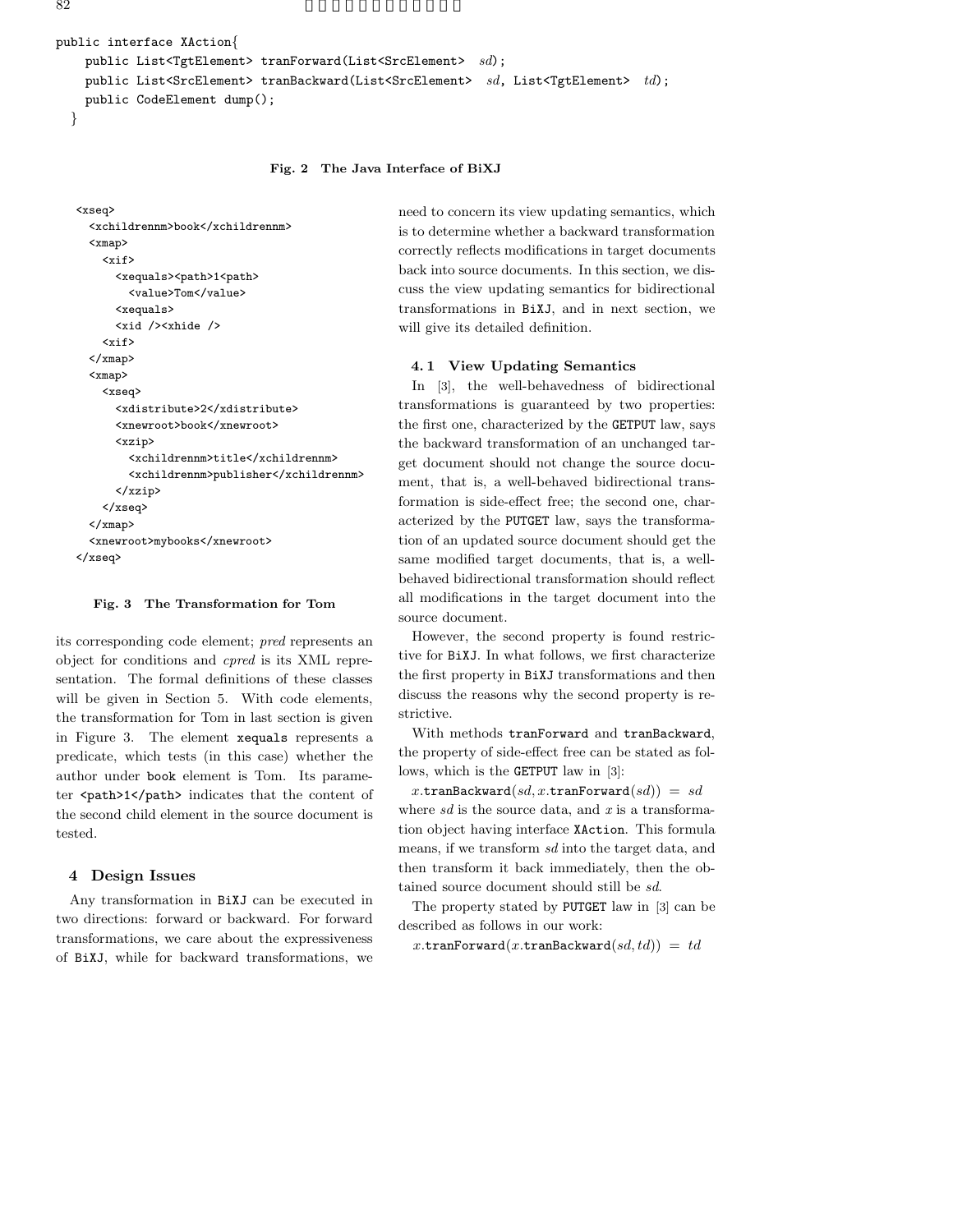```
public interface XAction{
    public List<TgtElement> tranForward(List<SrcElement>  sd);
    public List<SrcElement> tranBackward(List<SrcElement>  sd, List<TgtElement>  td);
    public CodeElement dump();
  }
```

**Fig. 2 The Java Interface of BiXJ**

```
<xseq>
  <xchildrennm>book</xchildrennm>
  <xmap>
    <xif>
      <xequals><path>1<path>
        <value>Tom</value>
      <xequals>
      <xid /><xhide />
    <xif>
  </xmap>
  <xmap>
    <xseq>
      <xdistribute>2</xdistribute>
      <xnewroot>book</xnewroot>
      <xzip>
        <xchildrennm>title</xchildrennm>
        <xchildrennm>publisher</xchildrennm>
      </xzip>
    </xseq>
  </xmap>
  <xnewroot>mybooks</xnewroot>
</xseq>
```

**Fig. 3 The Transformation for Tom**

its corresponding code element; *pred* represents an object for conditions and *cpred* is its XML representation. The formal definitions of these classes will be given in Section 5. With code elements, the transformation for Tom in last section is given in Figure 3. The element `xequals` represents a predicate, which tests (in this case) whether the author under `book` element is Tom. Its parameter `<path>1</path>` indicates that the content of the second child element in the source document is tested.

## 4 Design Issues

Any transformation in BiXJ can be executed in two directions: forward or backward. For forward transformations, we care about the expressiveness of BiXJ, while for backward transformations, we need to concern its view updating semantics, which is to determine whether a backward transformation correctly reflects modifications in target documents back into source documents. In this section, we discuss the view updating semantics for bidirectional transformations in BiXJ, and in next section, we will give its detailed definition.

### 4.1 View Updating Semantics

In [3], the well-behavedness of bidirectional transformations is guaranteed by two properties: the first one, characterized by the `GETPUT` law, says the backward transformation of an unchanged target document should not change the source document, that is, a well-behaved bidirectional transformation is side-effect free; the second one, characterized by the `PUTGET` law, says the transformation of an updated source document should get the same modified target documents, that is, a well-behaved bidirectional transformation should reflect all modifications in the target document into the source document.

However, the second property is found restrictive for BiXJ. In what follows, we first characterize the first property in BiXJ transformations and then discuss the reasons why the second property is restrictive.

With methods `tranForward` and `tranBackward`, the property of side-effect free can be stated as follows, which is the `GETPUT` law in [3]:

$$x.\texttt{tranBackward}(sd, x.\texttt{tranForward}(sd)) = sd$$

where *sd* is the source data, and *x* is a transformation object having interface `XAction`. This formula means, if we transform *sd* into the target data, and then transform it back immediately, then the obtained source document should still be *sd*.

The property stated by `PUTGET` law in [3] can be described as follows in our work:

$$x.\texttt{tranForward}(x.\texttt{tranBackward}(sd, td)) = td$$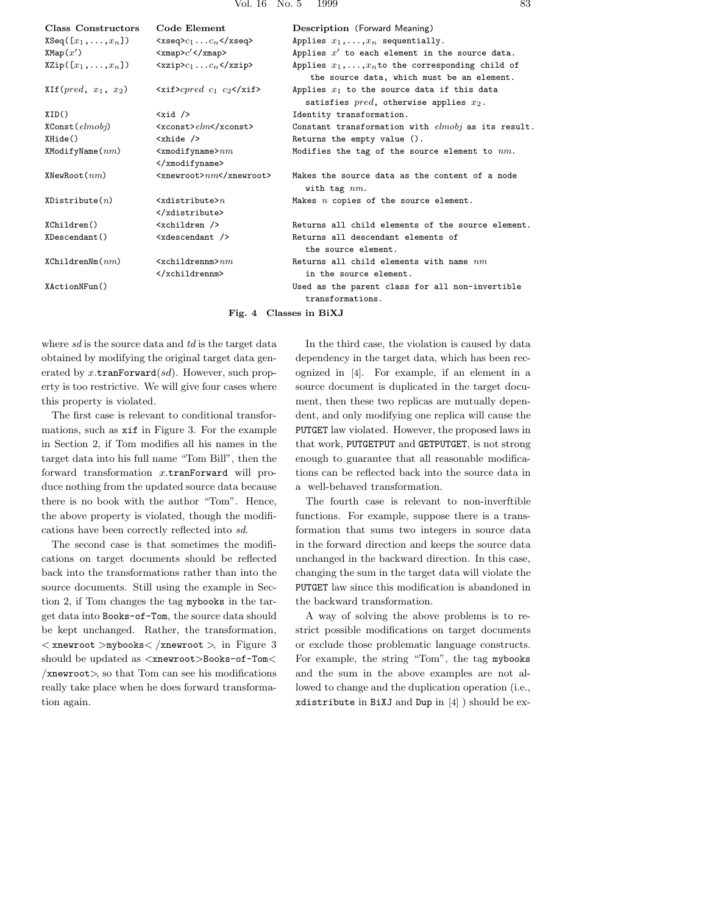| Class Constructors | Code Element | Description (Forward Meaning) |
|---|---|---|
| XSeq([$x_1,\ldots,x_n$]) | <xseq>$c_1 \ldots c_n$</xseq> | Applies $x_1,\ldots,x_n$ sequentially. |
| XMap($x'$) | <xmap>$c'$</xmap> | Applies $x'$ to each element in the source data. |
| XZip([$x_1,\ldots,x_n$]) | <xzip>$c_1 \ldots c_n$</xzip> | Applies $x_1,\ldots,x_n$ to the corresponding child of the source data, which must be an element. |
| XIf($pred$, $x_1$, $x_2$) | <xif>$cpred$ $c_1$ $c_2$</xif> | Applies $x_1$ to the source data if this data satisfies $pred$, otherwise applies $x_2$. |
| XID() | <xid /> | Identity transformation. |
| XConst($elmobj$) | <xconst>$elm$</xconst> | Constant transformation with $elmobj$ as its result. |
| XHide() | <xhide /> | Returns the empty value (). |
| XModifyName($nm$) | <xmodifyname>$nm$ </xmodifyname> | Modifies the tag of the source element to $nm$. |
| XNewRoot($nm$) | <xnewroot>$nm$</xnewroot> | Makes the source data as the content of a node with tag $nm$. |
| XDistribute($n$) | <xdistribute>$n$ </xdistribute> | Makes $n$ copies of the source element. |
| XChildren() | <xchildren /> | Returns all child elements of the source element. |
| XDescendant() | <xdescendant /> | Returns all descendant elements of the source element. |
| XChildrenNm($nm$) | <xchildrennm>$nm$ </xchildrennm> | Returns all child elements with name $nm$ in the source element. |
| XActionNFun() | | Used as the parent class for all non-invertible transformations. |

**Fig. 4 Classes in BiXJ**

where *sd* is the source data and *td* is the target data obtained by modifying the original target data generated by $x$.tranForward($sd$). However, such property is too restrictive. We will give four cases where this property is violated.

The first case is relevant to conditional transformations, such as xif in Figure 3. For the example in Section 2, if Tom modifies all his names in the target data into his full name "Tom Bill", then the forward transformation $x$.tranForward will produce nothing from the updated source data because there is no book with the author "Tom". Hence, the above property is violated, though the modifications have been correctly reflected into *sd*.

The second case is that sometimes the modifications on target documents should be reflected back into the transformations rather than into the source documents. Still using the example in Section 2, if Tom changes the tag mybooks in the target data into Books-of-Tom, the source data should be kept unchanged. Rather, the transformation, < xnewroot >mybooks< /xnewroot >, in Figure 3 should be updated as <xnewroot>Books-of-Tom< /xnewroot>, so that Tom can see his modifications really take place when he does forward transformation again.

In the third case, the violation is caused by data dependency in the target data, which has been recognized in [4]. For example, if an element in a source document is duplicated in the target document, then these two replicas are mutually dependent, and only modifying one replica will cause the PUTGET law violated. However, the proposed laws in that work, PUTGETPUT and GETPUTGET, is not strong enough to guarantee that all reasonable modifications can be reflected back into the source data in a well-behaved transformation.

The fourth case is relevant to non-inverftible functions. For example, suppose there is a transformation that sums two integers in source data in the forward direction and keeps the source data unchanged in the backward direction. In this case, changing the sum in the target data will violate the PUTGET law since this modification is abandoned in the backward transformation.

A way of solving the above problems is to restrict possible modifications on target documents or exclude those problematic language constructs. For example, the string "Tom", the tag mybooks and the sum in the above examples are not allowed to change and the duplication operation (i.e., xdistribute in BiXJ and Dup in [4] ) should be ex-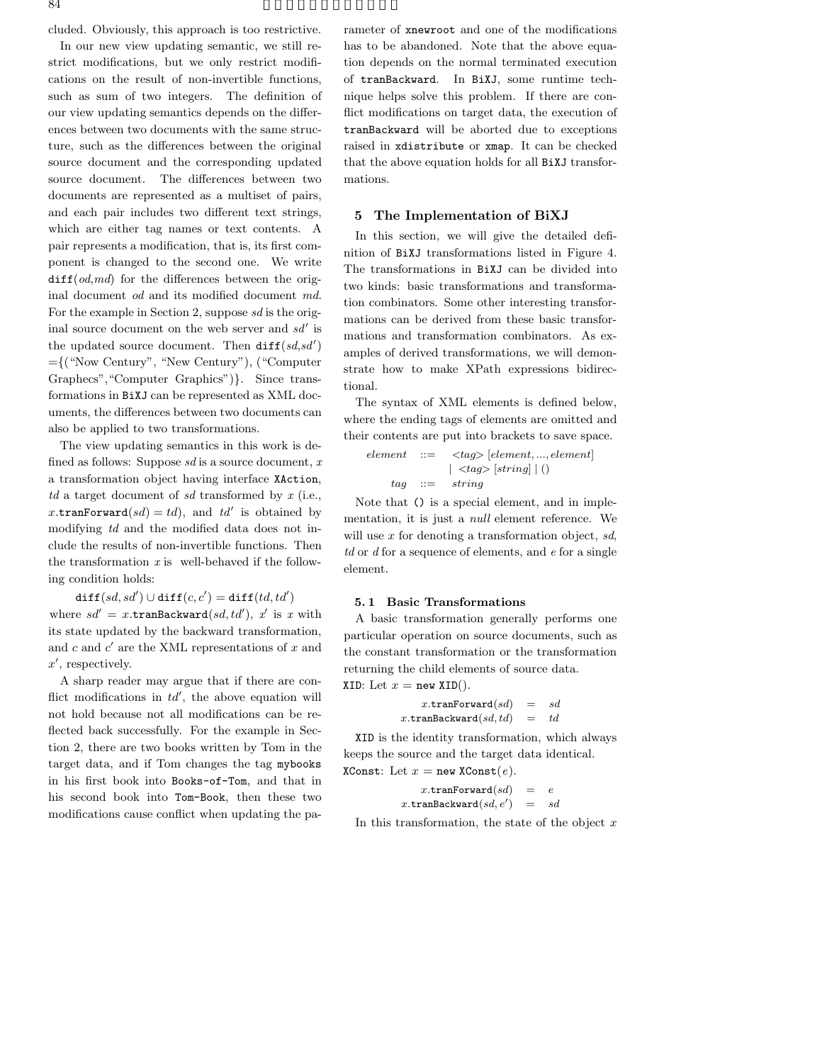cluded. Obviously, this approach is too restrictive.

In our new view updating semantic, we still restrict modifications, but we only restrict modifications on the result of non-invertible functions, such as sum of two integers. The definition of our view updating semantics depends on the differences between two documents with the same structure, such as the differences between the original source document and the corresponding updated source document. The differences between two documents are represented as a multiset of pairs, and each pair includes two different text strings, which are either tag names or text contents. A pair represents a modification, that is, its first component is changed to the second one. We write `diff`(*od*,*md*) for the differences between the original document *od* and its modified document *md*. For the example in Section 2, suppose *sd* is the original source document on the web server and $sd'$ is the updated source document. Then `diff`$(sd,sd')$ ={("Now Century", "New Century"), ("Computer Graphecs","Computer Graphics")}. Since transformations in `BiXJ` can be represented as XML documents, the differences between two documents can also be applied to two transformations.

The view updating semantics in this work is defined as follows: Suppose *sd* is a source document, *x* a transformation object having interface `XAction`, *td* a target document of *sd* transformed by *x* (i.e., $x.\texttt{tranForward}(sd) = td$), and $td'$ is obtained by modifying *td* and the modified data does not include the results of non-invertible functions. Then the transformation *x* is well-behaved if the following condition holds:

$$\texttt{diff}(sd, sd') \cup \texttt{diff}(c, c') = \texttt{diff}(td, td')$$

where $sd' = x.\texttt{tranBackward}(sd, td')$, $x'$ is *x* with its state updated by the backward transformation, and *c* and $c'$ are the XML representations of *x* and $x'$, respectively.

A sharp reader may argue that if there are conflict modifications in $td'$, the above equation will not hold because not all modifications can be reflected back successfully. For the example in Section 2, there are two books written by Tom in the target data, and if Tom changes the tag `mybooks` in his first book into `Books-of-Tom`, and that in his second book into `Tom-Book`, then these two modifications cause conflict when updating the parameter of `xnewroot` and one of the modifications has to be abandoned. Note that the above equation depends on the normal terminated execution of `tranBackward`. In `BiXJ`, some runtime technique helps solve this problem. If there are conflict modifications on target data, the execution of `tranBackward` will be aborted due to exceptions raised in `xdistribute` or `xmap`. It can be checked that the above equation holds for all `BiXJ` transformations.

## 5 The Implementation of BiXJ

In this section, we will give the detailed definition of `BiXJ` transformations listed in Figure 4. The transformations in `BiXJ` can be divided into two kinds: basic transformations and transformation combinators. Some other interesting transformations can be derived from these basic transformations and transformation combinators. As examples of derived transformations, we will demonstrate how to make XPath expressions bidirectional.

The syntax of XML elements is defined below, where the ending tags of elements are omitted and their contents are put into brackets to save space.

$$\begin{array}{rcl} element & ::= & \langle tag\rangle\,[element, ..., element] \\ & | & \langle tag\rangle\,[string] \mid () \\ tag & ::= & string \end{array}$$

Note that `()` is a special element, and in implementation, it is just a *null* element reference. We will use *x* for denoting a transformation object, *sd*, *td* or *d* for a sequence of elements, and *e* for a single element.

### 5.1 Basic Transformations

A basic transformation generally performs one particular operation on source documents, such as the constant transformation or the transformation returning the child elements of source data.

`XID`: Let $x = \texttt{new XID}()$.

$$\begin{array}{rcl} x.\texttt{tranForward}(sd) & = & sd \\ x.\texttt{tranBackward}(sd, td) & = & td \end{array}$$

`XID` is the identity transformation, which always keeps the source and the target data identical.

`XConst`: Let $x = \texttt{new XConst}(e)$.

$$\begin{array}{rcl} x.\texttt{tranForward}(sd) & = & e \\ x.\texttt{tranBackward}(sd, e') & = & sd \end{array}$$

In this transformation, the state of the object *x*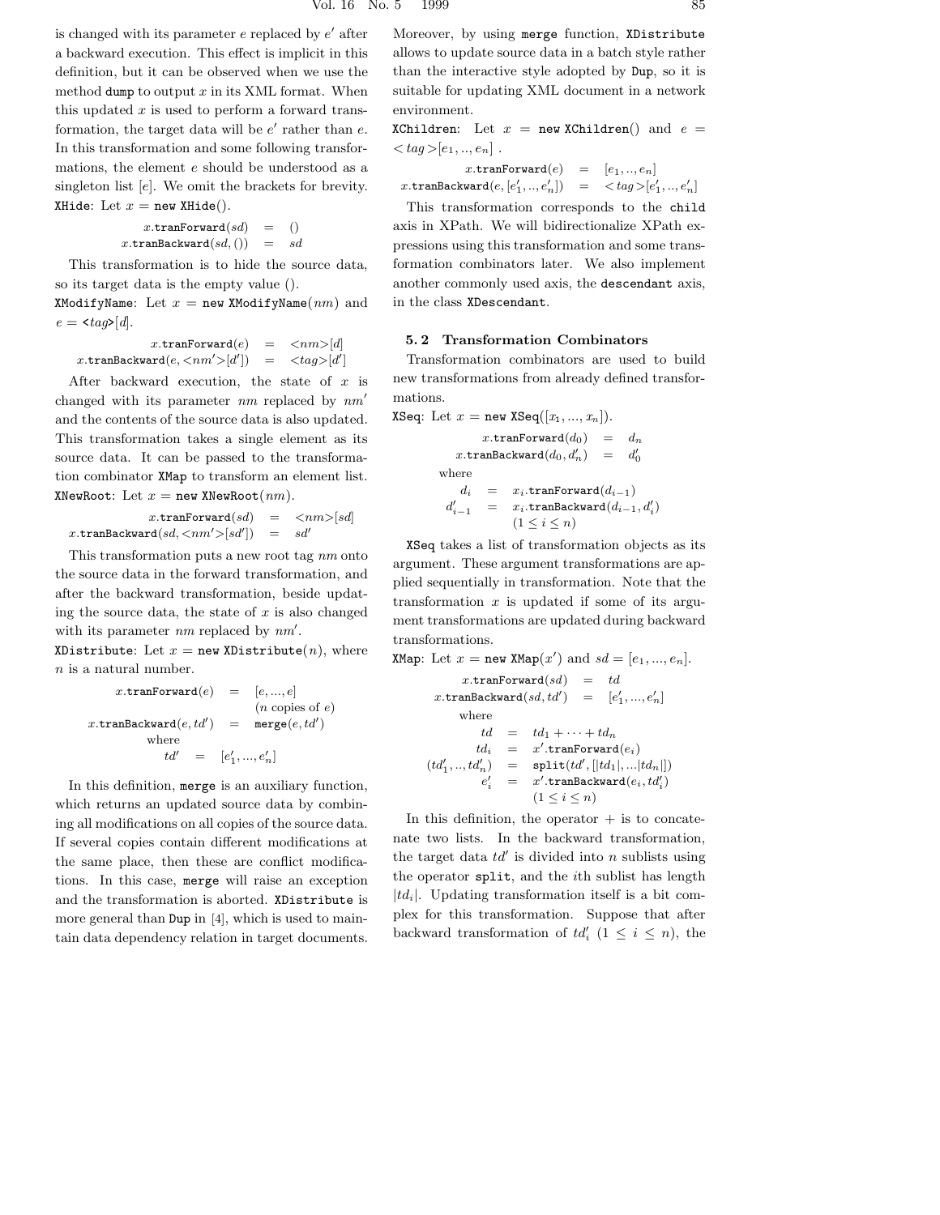is changed with its parameter $e$ replaced by $e'$ after a backward execution. This effect is implicit in this definition, but it can be observed when we use the method `dump` to output $x$ in its XML format. When this updated $x$ is used to perform a forward transformation, the target data will be $e'$ rather than $e$. In this transformation and some following transformations, the element $e$ should be understood as a singleton list $[e]$. We omit the brackets for brevity.

`XHide`: Let $x$ = `new XHide()`.

$$
\begin{aligned}
x.\texttt{tranForward}(sd) &= () \\
x.\texttt{tranBackward}(sd, ()) &= sd
\end{aligned}
$$

This transformation is to hide the source data, so its target data is the empty value ().

`XModifyName`: Let $x$ = `new XModifyName`$(nm)$ and $e$ = <$tag$>$[d]$.

$$
\begin{aligned}
x.\texttt{tranForward}(e) &= \langle nm\rangle[d] \\
x.\texttt{tranBackward}(e, \langle nm'\rangle[d']) &= \langle tag\rangle[d']
\end{aligned}
$$

After backward execution, the state of $x$ is changed with its parameter $nm$ replaced by $nm'$ and the contents of the source data is also updated. This transformation takes a single element as its source data. It can be passed to the transformation combinator `XMap` to transform an element list.

`XNewRoot`: Let $x$ = `new XNewRoot`$(nm)$.

$$
\begin{aligned}
x.\texttt{tranForward}(sd) &= \langle nm\rangle[sd] \\
x.\texttt{tranBackward}(sd, \langle nm'\rangle[sd']) &= sd'
\end{aligned}
$$

This transformation puts a new root tag $nm$ onto the source data in the forward transformation, and after the backward transformation, beside updating the source data, the state of $x$ is also changed with its parameter $nm$ replaced by $nm'$.

`XDistribute`: Let $x$ = `new XDistribute`$(n)$, where $n$ is a natural number.

$$
\begin{aligned}
x.\texttt{tranForward}(e) &= [e, ..., e] \\
&\quad\;(n \text{ copies of } e) \\
x.\texttt{tranBackward}(e, td') &= \texttt{merge}(e, td') \\
&\text{where} \\
&\quad td' = [e'_1, ..., e'_n]
\end{aligned}
$$

In this definition, `merge` is an auxiliary function, which returns an updated source data by combining all modifications on all copies of the source data. If several copies contain different modifications at the same place, then these are conflict modifications. In this case, `merge` will raise an exception and the transformation is aborted. `XDistribute` is more general than `Dup` in [4], which is used to maintain data dependency relation in target documents. Moreover, by using `merge` function, `XDistribute` allows to update source data in a batch style rather than the interactive style adopted by `Dup`, so it is suitable for updating XML document in a network environment.

`XChildren`: Let $x$ = `new XChildren`() and $e$ = $<tag>[e_1, .., e_n]$ .

$$
\begin{aligned}
x.\texttt{tranForward}(e) &= [e_1, .., e_n] \\
x.\texttt{tranBackward}(e, [e'_1, .., e'_n]) &= <tag>[e'_1, .., e'_n]
\end{aligned}
$$

This transformation corresponds to the `child` axis in XPath. We will bidirectionalize XPath expressions using this transformation and some transformation combinators later. We also implement another commonly used axis, the `descendant` axis, in the class `XDescendant`.

### 5.2 Transformation Combinators

Transformation combinators are used to build new transformations from already defined transformations.

`XSeq`: Let $x$ = `new XSeq`$([x_1, ..., x_n])$.

$$
\begin{aligned}
x.\texttt{tranForward}(d_0) &= d_n \\
x.\texttt{tranBackward}(d_0, d'_n) &= d'_0 \\
&\text{where} \\
d_i &= x_i.\texttt{tranForward}(d_{i-1}) \\
d'_{i-1} &= x_i.\texttt{tranBackward}(d_{i-1}, d'_i) \\
&\quad (1 \le i \le n)
\end{aligned}
$$

`XSeq` takes a list of transformation objects as its argument. These argument transformations are applied sequentially in transformation. Note that the transformation $x$ is updated if some of its argument transformations are updated during backward transformations.

`XMap`: Let $x$ = `new XMap`$(x')$ and $sd = [e_1, ..., e_n]$.

$$
\begin{aligned}
x.\texttt{tranForward}(sd) &= td \\
x.\texttt{tranBackward}(sd, td') &= [e'_1, ..., e'_n] \\
&\text{where} \\
td &= td_1 + \cdots + td_n \\
td_i &= x'.\texttt{tranForward}(e_i) \\
(td'_1, .., td'_n) &= \texttt{split}(td', [|td_1|, ...|td_n|]) \\
e'_i &= x'.\texttt{tranBackward}(e_i, td'_i) \\
&\quad (1 \le i \le n)
\end{aligned}
$$

In this definition, the operator + is to concatenate two lists. In the backward transformation, the target data $td'$ is divided into $n$ sublists using the operator `split`, and the $i$th sublist has length $|td_i|$. Updating transformation itself is a bit complex for this transformation. Suppose that after backward transformation of $td'_i$ $(1 \le i \le n)$, the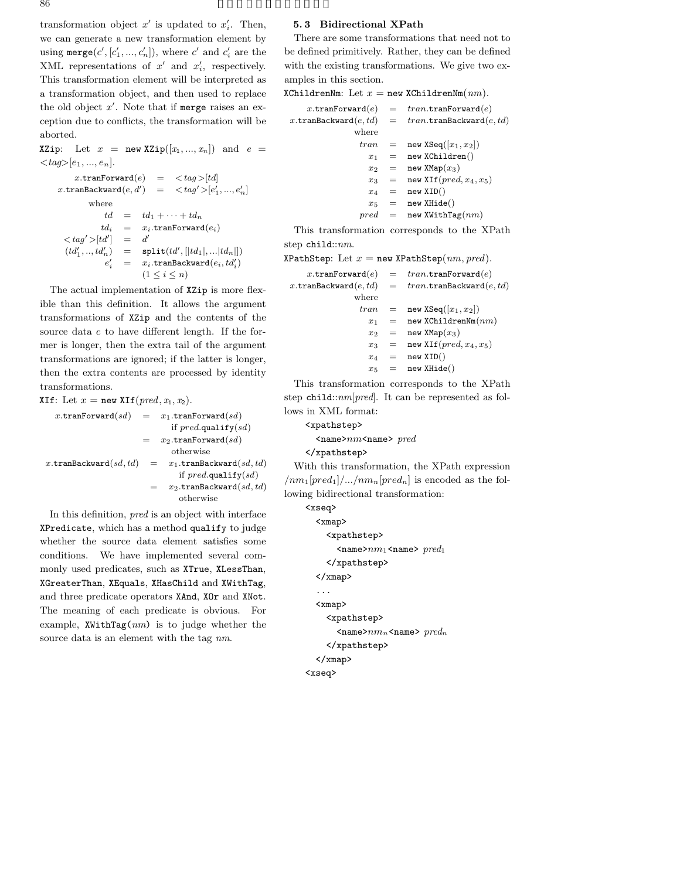transformation object $x'$ is updated to $x'_i$. Then, we can generate a new transformation element by using $\texttt{merge}(c', [c'_1, ..., c'_n])$, where $c'$ and $c'_i$ are the XML representations of $x'$ and $x'_i$, respectively. This transformation element will be interpreted as a transformation object, and then used to replace the old object $x'$. Note that if `merge` raises an exception due to conflicts, the transformation will be aborted.

`XZip`: Let $x = \texttt{new XZip}([x_1, ..., x_n])$ and $e = \,<tag>[e_1, ..., e_n]$.

$$
\begin{aligned}
x.\texttt{tranForward}(e) &= \,<tag>[td] \\
x.\texttt{tranBackward}(e, d') &= \,<tag'>[e'_1, ..., e'_n] \\
\text{where} & \\
td &= td_1 + \cdots + td_n \\
td_i &= x_i.\texttt{tranForward}(e_i) \\
<tag'>[td'] &= d' \\
(td'_1, .., td'_n) &= \texttt{split}(td', [|td_1|, ...|td_n|]) \\
e'_i &= x_i.\texttt{tranBackward}(e_i, td'_i) \\
& \quad (1 \le i \le n)
\end{aligned}
$$

The actual implementation of `XZip` is more flexible than this definition. It allows the argument transformations of `XZip` and the contents of the source data $e$ to have different length. If the former is longer, then the extra tail of the argument transformations are ignored; if the latter is longer, then the extra contents are processed by identity transformations.

`XIf`: Let $x = \texttt{new XIf}(pred, x_1, x_2)$.

$$
\begin{aligned}
x.\texttt{tranForward}(sd) &= x_1.\texttt{tranForward}(sd) \\
& \qquad \text{if } pred.\texttt{qualify}(sd) \\
&= x_2.\texttt{tranForward}(sd) \\
& \qquad \text{otherwise} \\
x.\texttt{tranBackward}(sd, td) &= x_1.\texttt{tranBackward}(sd, td) \\
& \qquad \text{if } pred.\texttt{qualify}(sd) \\
&= x_2.\texttt{tranBackward}(sd, td) \\
& \qquad \text{otherwise}
\end{aligned}
$$

In this definition, *pred* is an object with interface `XPredicate`, which has a method `qualify` to judge whether the source data element satisfies some conditions. We have implemented several commonly used predicates, such as `XTrue`, `XLessThan`, `XGreaterThan`, `XEquals`, `XHasChild` and `XWithTag`, and three predicate operators `XAnd`, `XOr` and `XNot`. The meaning of each predicate is obvious. For example, `XWithTag(`$nm$`)` is to judge whether the source data is an element with the tag $nm$.

### 5.3 Bidirectional XPath

There are some transformations that need not to be defined primitively. Rather, they can be defined with the existing transformations. We give two examples in this section.

`XChildrenNm`: Let $x = \texttt{new XChildrenNm}(nm)$.

$$
\begin{aligned}
x.\texttt{tranForward}(e) &= tran.\texttt{tranForward}(e) \\
x.\texttt{tranBackward}(e, td) &= tran.\texttt{tranBackward}(e, td) \\
\text{where} & \\
tran &= \texttt{new XSeq}([x_1, x_2]) \\
x_1 &= \texttt{new XChildren}() \\
x_2 &= \texttt{new XMap}(x_3) \\
x_3 &= \texttt{new XIf}(pred, x_4, x_5) \\
x_4 &= \texttt{new XID}() \\
x_5 &= \texttt{new XHide}() \\
pred &= \texttt{new XWithTag}(nm)
\end{aligned}
$$

This transformation corresponds to the XPath step `child::`$nm$.

`XPathStep`: Let $x = \texttt{new XPathStep}(nm, pred)$.

$$
\begin{aligned}
x.\texttt{tranForward}(e) &= tran.\texttt{tranForward}(e) \\
x.\texttt{tranBackward}(e, td) &= tran.\texttt{tranBackward}(e, td) \\
\text{where} & \\
tran &= \texttt{new XSeq}([x_1, x_2]) \\
x_1 &= \texttt{new XChildrenNm}(nm) \\
x_2 &= \texttt{new XMap}(x_3) \\
x_3 &= \texttt{new XIf}(pred, x_4, x_5) \\
x_4 &= \texttt{new XID}() \\
x_5 &= \texttt{new XHide}()
\end{aligned}
$$

This transformation corresponds to the XPath step `child::`$nm[pred]$. It can be represented as follows in XML format:

```
<xpathstep>
  <name>nm<name> pred
</xpathstep>
```

With this transformation, the XPath expression $/nm_1[pred_1]/.../nm_n[pred_n]$ is encoded as the following bidirectional transformation:

```
<xseq>
  <xmap>
    <xpathstep>
      <name>nm1<name> pred1
    </xpathstep>
  </xmap>
  ...
  <xmap>
    <xpathstep>
      <name>nmn<name> predn
    </xpathstep>
  </xmap>
<xseq>
```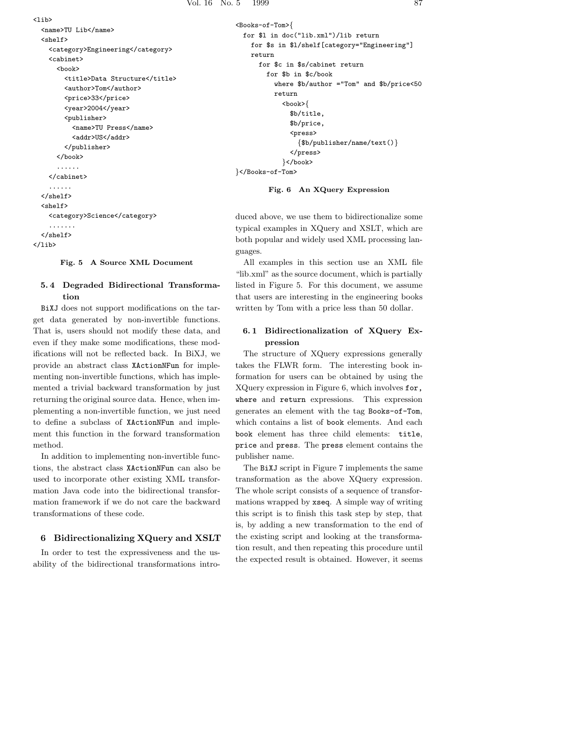```
<lib>
  <name>TU Lib</name>
  <shelf>
    <category>Engineering</category>
    <cabinet>
      <book>
        <title>Data Structure</title>
        <author>Tom</author>
        <price>33</price>
        <year>2004</year>
        <publisher>
          <name>TU Press</name>
          <addr>US</addr>
        </publisher>
      </book>
      ......
    </cabinet>
    ......
  </shelf>
  <shelf>
    <category>Science</category>
    .......
  </shelf>
</lib>
```

**Fig. 5 A Source XML Document**

### 5.4 Degraded Bidirectional Transformation

BiXJ does not support modifications on the target data generated by non-invertible functions. That is, users should not modify these data, and even if they make some modifications, these modifications will not be reflected back. In BiXJ, we provide an abstract class XActionNFun for implementing non-invertible functions, which has implemented a trivial backward transformation by just returning the original source data. Hence, when implementing a non-invertible function, we just need to define a subclass of XActionNFun and implement this function in the forward transformation method.

In addition to implementing non-invertible functions, the abstract class XActionNFun can also be used to incorporate other existing XML transformation Java code into the bidirectional transformation framework if we do not care the backward transformations of these code.

## 6 Bidirectionalizing XQuery and XSLT

In order to test the expressiveness and the usability of the bidirectional transformations introduced above, we use them to bidirectionalize some typical examples in XQuery and XSLT, which are both popular and widely used XML processing languages.

```
<Books-of-Tom>{
  for $l in doc("lib.xml")/lib return
    for $s in $l/shelf[category="Engineering"]
    return
      for $c in $s/cabinet return
        for $b in $c/book
          where $b/author ="Tom" and $b/price<50
          return
            <book>{
              $b/title,
              $b/price,
              <press>
                {$b/publisher/name/text()}
              </press>
            }</book>
}</Books-of-Tom>
```

**Fig. 6 An XQuery Expression**

All examples in this section use an XML file "lib.xml" as the source document, which is partially listed in Figure 5. For this document, we assume that users are interesting in the engineering books written by Tom with a price less than 50 dollar.

### 6.1 Bidirectionalization of XQuery Expression

The structure of XQuery expressions generally takes the FLWR form. The interesting book information for users can be obtained by using the XQuery expression in Figure 6, which involves for, where and return expressions. This expression generates an element with the tag Books-of-Tom, which contains a list of book elements. And each book element has three child elements: title, price and press. The press element contains the publisher name.

The BiXJ script in Figure 7 implements the same transformation as the above XQuery expression. The whole script consists of a sequence of transformations wrapped by xseq. A simple way of writing this script is to finish this task step by step, that is, by adding a new transformation to the end of the existing script and looking at the transformation result, and then repeating this procedure until the expected result is obtained. However, it seems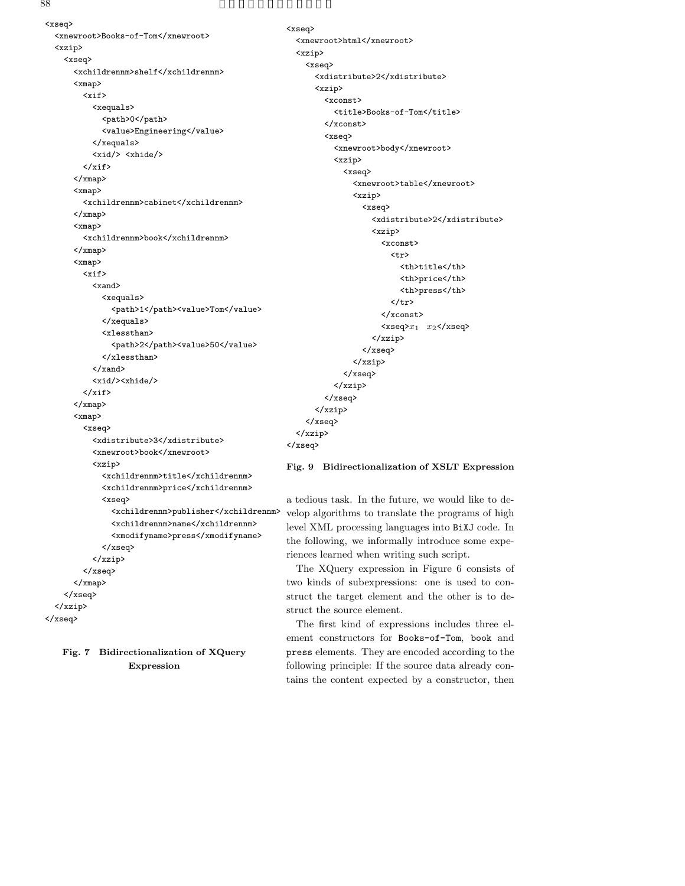```
<xseq>
  <xnewroot>Books-of-Tom</xnewroot>
  <xzip>
    <xseq>
      <xchildrennm>shelf</xchildrennm>
      <xmap>
        <xif>
          <xequals>
            <path>0</path>
            <value>Engineering</value>
          </xequals>
          <xid/> <xhide/>
        </xif>
      </xmap>
      <xmap>
        <xchildrennm>cabinet</xchildrennm>
      </xmap>
      <xmap>
        <xchildrennm>book</xchildrennm>
      </xmap>
      <xmap>
        <xif>
          <xand>
            <xequals>
              <path>1</path><value>Tom</value>
            </xequals>
            <xlessthan>
              <path>2</path><value>50</value>
            </xlessthan>
          </xand>
          <xid/><xhide/>
        </xif>
      </xmap>
      <xmap>
        <xseq>
          <xdistribute>3</xdistribute>
          <xnewroot>book</xnewroot>
          <xzip>
            <xchildrennm>title</xchildrennm>
            <xchildrennm>price</xchildrennm>
            <xseq>
              <xchildrennm>publisher</xchildrennm>
              <xchildrennm>name</xchildrennm>
              <xmodifyname>press</xmodifyname>
            </xseq>
          </xzip>
        </xseq>
      </xmap>
    </xseq>
  </xzip>
</xseq>
```

**Fig. 7 Bidirectionalization of XQuery Expression**

```
<xseq>
  <xnewroot>html</xnewroot>
  <xzip>
    <xseq>
      <xdistribute>2</xdistribute>
      <xzip>
        <xconst>
          <title>Books-of-Tom</title>
        </xconst>
        <xseq>
          <xnewroot>body</xnewroot>
          <xzip>
            <xseq>
              <xnewroot>table</xnewroot>
              <xzip>
                <xseq>
                  <xdistribute>2</xdistribute>
                  <xzip>
                    <xconst>
                      <tr>
                        <th>title</th>
                        <th>price</th>
                        <th>press</th>
                      </tr>
                    </xconst>
                    <xseq>x1  x2</xseq>
                  </xzip>
                </xseq>
              </xzip>
            </xseq>
          </xzip>
        </xseq>
      </xzip>
    </xseq>
  </xzip>
</xseq>
```

**Fig. 9 Bidirectionalization of XSLT Expression**

a tedious task. In the future, we would like to develop algorithms to translate the programs of high level XML processing languages into BiXJ code. In the following, we informally introduce some experiences learned when writing such script.

The XQuery expression in Figure 6 consists of two kinds of subexpressions: one is used to construct the target element and the other is to destruct the source element.

The first kind of expressions includes three element constructors for Books-of-Tom, book and press elements. They are encoded according to the following principle: If the source data already contains the content expected by a constructor, then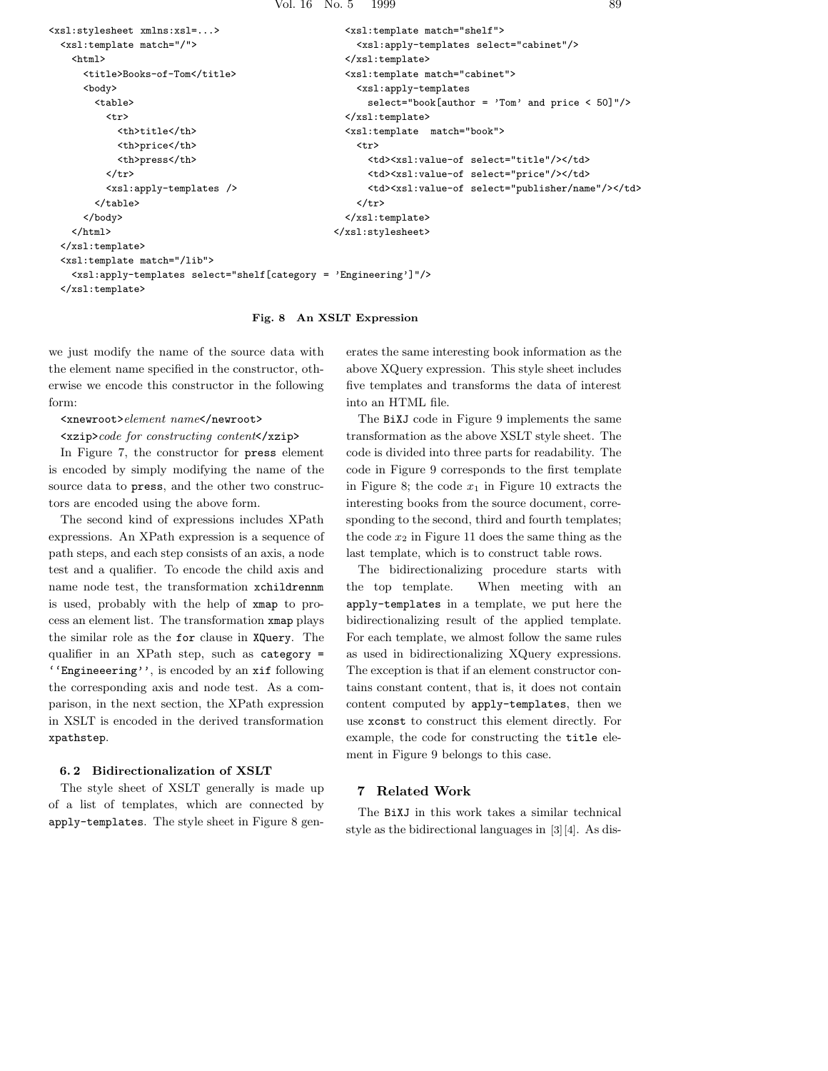```
<xsl:stylesheet xmlns:xsl=...>
  <xsl:template match="/">
    <html>
      <title>Books-of-Tom</title>
      <body>
        <table>
          <tr>
            <th>title</th>
            <th>price</th>
            <th>press</th>
          </tr>
          <xsl:apply-templates />
        </table>
      </body>
    </html>
  </xsl:template>
  <xsl:template match="/lib">
    <xsl:apply-templates select="shelf[category = 'Engineering']"/>
  </xsl:template>
  <xsl:template match="shelf">
    <xsl:apply-templates select="cabinet"/>
  </xsl:template>
  <xsl:template match="cabinet">
    <xsl:apply-templates
      select="book[author = 'Tom' and price < 50]"/>
  </xsl:template>
  <xsl:template  match="book">
    <tr>
      <td><xsl:value-of select="title"/></td>
      <td><xsl:value-of select="price"/></td>
      <td><xsl:value-of select="publisher/name"/></td>
    </tr>
  </xsl:template>
</xsl:stylesheet>
```

**Fig. 8 An XSLT Expression**

we just modify the name of the source data with the element name specified in the constructor, otherwise we encode this constructor in the following form:

`<xnewroot>`*element name*`</newroot>`

`<xzip>`*code for constructing content*`</xzip>`

In Figure 7, the constructor for `press` element is encoded by simply modifying the name of the source data to `press`, and the other two constructors are encoded using the above form.

The second kind of expressions includes XPath expressions. An XPath expression is a sequence of path steps, and each step consists of an axis, a node test and a qualifier. To encode the child axis and name node test, the transformation `xchildrennm` is used, probably with the help of `xmap` to process an element list. The transformation `xmap` plays the similar role as the `for` clause in `XQuery`. The qualifier in an XPath step, such as `category = ''Engineeering''`, is encoded by an `xif` following the corresponding axis and node test. As a comparison, in the next section, the XPath expression in XSLT is encoded in the derived transformation `xpathstep`.

### 6.2 Bidirectionalization of XSLT

The style sheet of XSLT generally is made up of a list of templates, which are connected by `apply-templates`. The style sheet in Figure 8 generates the same interesting book information as the above XQuery expression. This style sheet includes five templates and transforms the data of interest into an HTML file.

The `BiXJ` code in Figure 9 implements the same transformation as the above XSLT style sheet. The code is divided into three parts for readability. The code in Figure 9 corresponds to the first template in Figure 8; the code $x_1$ in Figure 10 extracts the interesting books from the source document, corresponding to the second, third and fourth templates; the code $x_2$ in Figure 11 does the same thing as the last template, which is to construct table rows.

The bidirectionalizing procedure starts with the top template. When meeting with an `apply-templates` in a template, we put here the bidirectionalizing result of the applied template. For each template, we almost follow the same rules as used in bidirectionalizing XQuery expressions. The exception is that if an element constructor contains constant content, that is, it does not contain content computed by `apply-templates`, then we use `xconst` to construct this element directly. For example, the code for constructing the `title` element in Figure 9 belongs to this case.

## 7 Related Work

The `BiXJ` in this work takes a similar technical style as the bidirectional languages in [3][4]. As dis-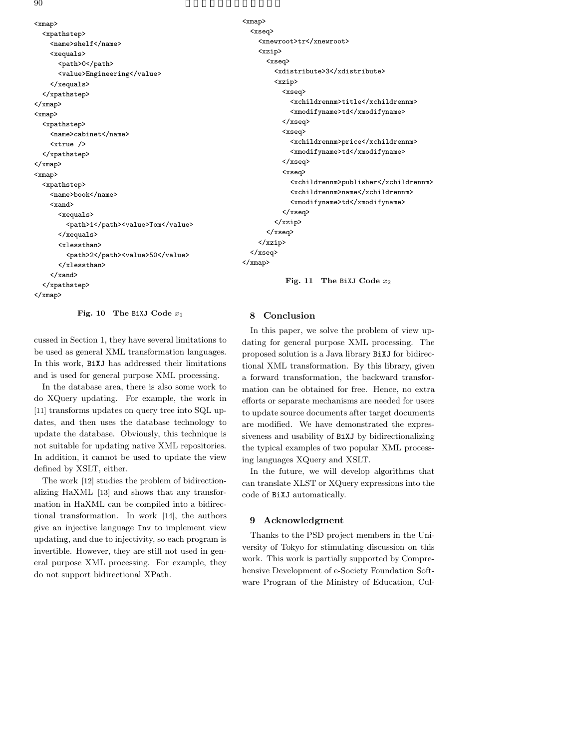```
<xmap>
  <xpathstep>
    <name>shelf</name>
    <xequals>
      <path>0</path>
      <value>Engineering</value>
    </xequals>
  </xpathstep>
</xmap>
<xmap>
  <xpathstep>
    <name>cabinet</name>
    <xtrue />
  </xpathstep>
</xmap>
<xmap>
  <xpathstep>
    <name>book</name>
    <xand>
      <xequals>
        <path>1</path><value>Tom</value>
      </xequals>
      <xlessthan>
        <path>2</path><value>50</value>
      </xlessthan>
    </xand>
  </xpathstep>
</xmap>
```

**Fig. 10 The BiXJ Code $x_1$**

```
<xmap>
  <xseq>
    <xnewroot>tr</xnewroot>
    <xzip>
      <xseq>
        <xdistribute>3</xdistribute>
        <xzip>
          <xseq>
            <xchildrennm>title</xchildrennm>
            <xmodifyname>td</xmodifyname>
          </xseq>
          <xseq>
            <xchildrennm>price</xchildrennm>
            <xmodifyname>td</xmodifyname>
          </xseq>
          <xseq>
            <xchildrennm>publisher</xchildrennm>
            <xchildrennm>name</xchildrennm>
            <xmodifyname>td</xmodifyname>
          </xseq>
        </xzip>
      </xseq>
    </xzip>
  </xseq>
</xmap>
```

**Fig. 11 The BiXJ Code $x_2$**

cussed in Section 1, they have several limitations to be used as general XML transformation languages. In this work, BiXJ has addressed their limitations and is used for general purpose XML processing.

In the database area, there is also some work to do XQuery updating. For example, the work in [11] transforms updates on query tree into SQL updates, and then uses the database technology to update the database. Obviously, this technique is not suitable for updating native XML repositories. In addition, it cannot be used to update the view defined by XSLT, either.

The work [12] studies the problem of bidirectionalizing HaXML [13] and shows that any transformation in HaXML can be compiled into a bidirectional transformation. In work [14], the authors give an injective language Inv to implement view updating, and due to injectivity, so each program is invertible. However, they are still not used in general purpose XML processing. For example, they do not support bidirectional XPath.

## 8 Conclusion

In this paper, we solve the problem of view updating for general purpose XML processing. The proposed solution is a Java library BiXJ for bidirectional XML transformation. By this library, given a forward transformation, the backward transformation can be obtained for free. Hence, no extra efforts or separate mechanisms are needed for users to update source documents after target documents are modified. We have demonstrated the expressiveness and usability of BiXJ by bidirectionalizing the typical examples of two popular XML processing languages XQuery and XSLT.

In the future, we will develop algorithms that can translate XLST or XQuery expressions into the code of BiXJ automatically.

## 9 Acknowledgment

Thanks to the PSD project members in the University of Tokyo for stimulating discussion on this work. This work is partially supported by Comprehensive Development of e-Society Foundation Software Program of the Ministry of Education, Cul-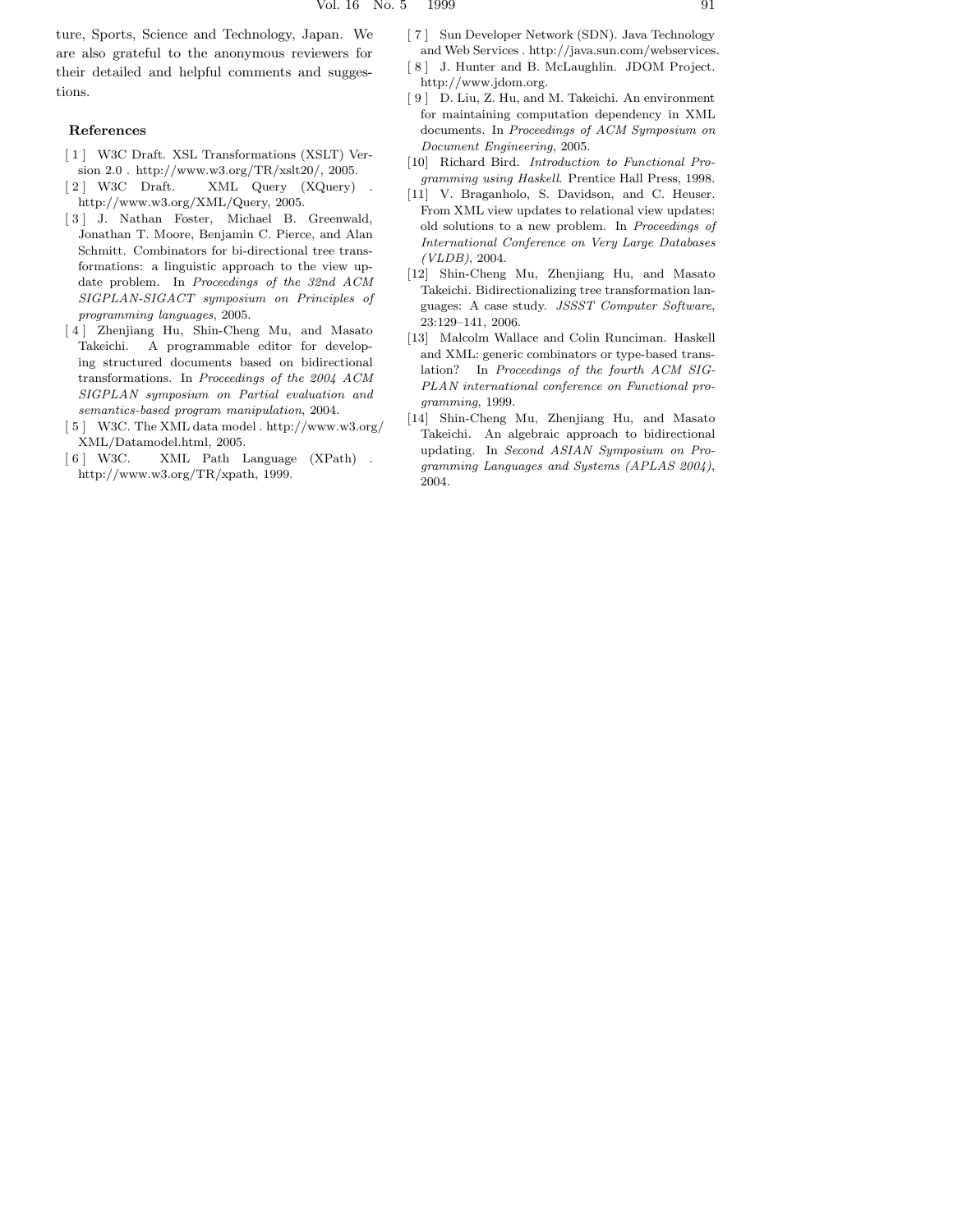ture, Sports, Science and Technology, Japan. We are also grateful to the anonymous reviewers for their detailed and helpful comments and suggestions.

### References

[1] W3C Draft. XSL Transformations (XSLT) Version 2.0 . http://www.w3.org/TR/xslt20/, 2005.

[2] W3C Draft. XML Query (XQuery) . http://www.w3.org/XML/Query, 2005.

[3] J. Nathan Foster, Michael B. Greenwald, Jonathan T. Moore, Benjamin C. Pierce, and Alan Schmitt. Combinators for bi-directional tree transformations: a linguistic approach to the view update problem. In *Proceedings of the 32nd ACM SIGPLAN-SIGACT symposium on Principles of programming languages*, 2005.

[4] Zhenjiang Hu, Shin-Cheng Mu, and Masato Takeichi. A programmable editor for developing structured documents based on bidirectional transformations. In *Proceedings of the 2004 ACM SIGPLAN symposium on Partial evaluation and semantics-based program manipulation*, 2004.

[5] W3C. The XML data model . http://www.w3.org/XML/Datamodel.html, 2005.

[6] W3C. XML Path Language (XPath) . http://www.w3.org/TR/xpath, 1999.

[7] Sun Developer Network (SDN). Java Technology and Web Services . http://java.sun.com/webservices.

[8] J. Hunter and B. McLaughlin. JDOM Project. http://www.jdom.org.

[9] D. Liu, Z. Hu, and M. Takeichi. An environment for maintaining computation dependency in XML documents. In *Proceedings of ACM Symposium on Document Engineering*, 2005.

[10] Richard Bird. *Introduction to Functional Programming using Haskell*. Prentice Hall Press, 1998.

[11] V. Braganholo, S. Davidson, and C. Heuser. From XML view updates to relational view updates: old solutions to a new problem. In *Proceedings of International Conference on Very Large Databases (VLDB)*, 2004.

[12] Shin-Cheng Mu, Zhenjiang Hu, and Masato Takeichi. Bidirectionalizing tree transformation languages: A case study. *JSSST Computer Software*, 23:129–141, 2006.

[13] Malcolm Wallace and Colin Runciman. Haskell and XML: generic combinators or type-based translation? In *Proceedings of the fourth ACM SIGPLAN international conference on Functional programming*, 1999.

[14] Shin-Cheng Mu, Zhenjiang Hu, and Masato Takeichi. An algebraic approach to bidirectional updating. In *Second ASIAN Symposium on Programming Languages and Systems (APLAS 2004)*, 2004.